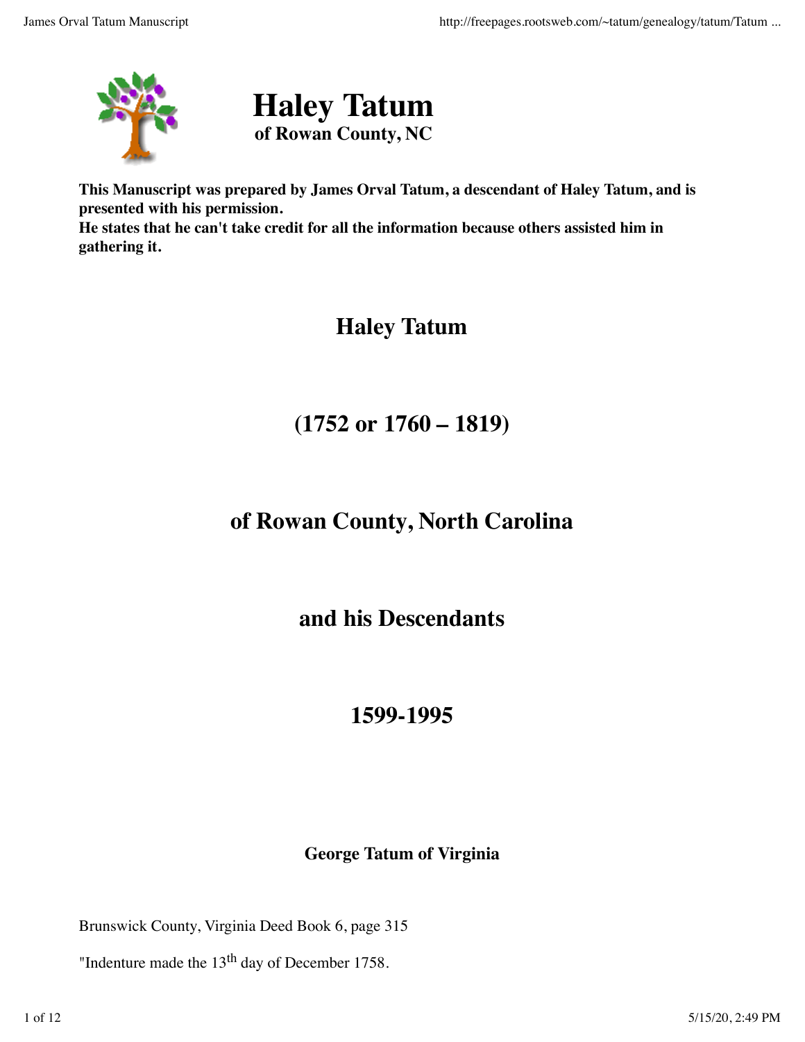# Haley Tatum

**of Rowan County, NC**

**This Manuscript was prepared by James Orval Tatum, a descendant of Haley Tatum, and is presented with his permission.**
**He states that he can't take credit for all the information because others assisted him in gathering it.**

## Haley Tatum

## (1752 or 1760 – 1819)

## of Rowan County, North Carolina

## and his Descendants

## 1599-1995

### George Tatum of Virginia

Brunswick County, Virginia Deed Book 6, page 315

"Indenture made the 13th day of December 1758.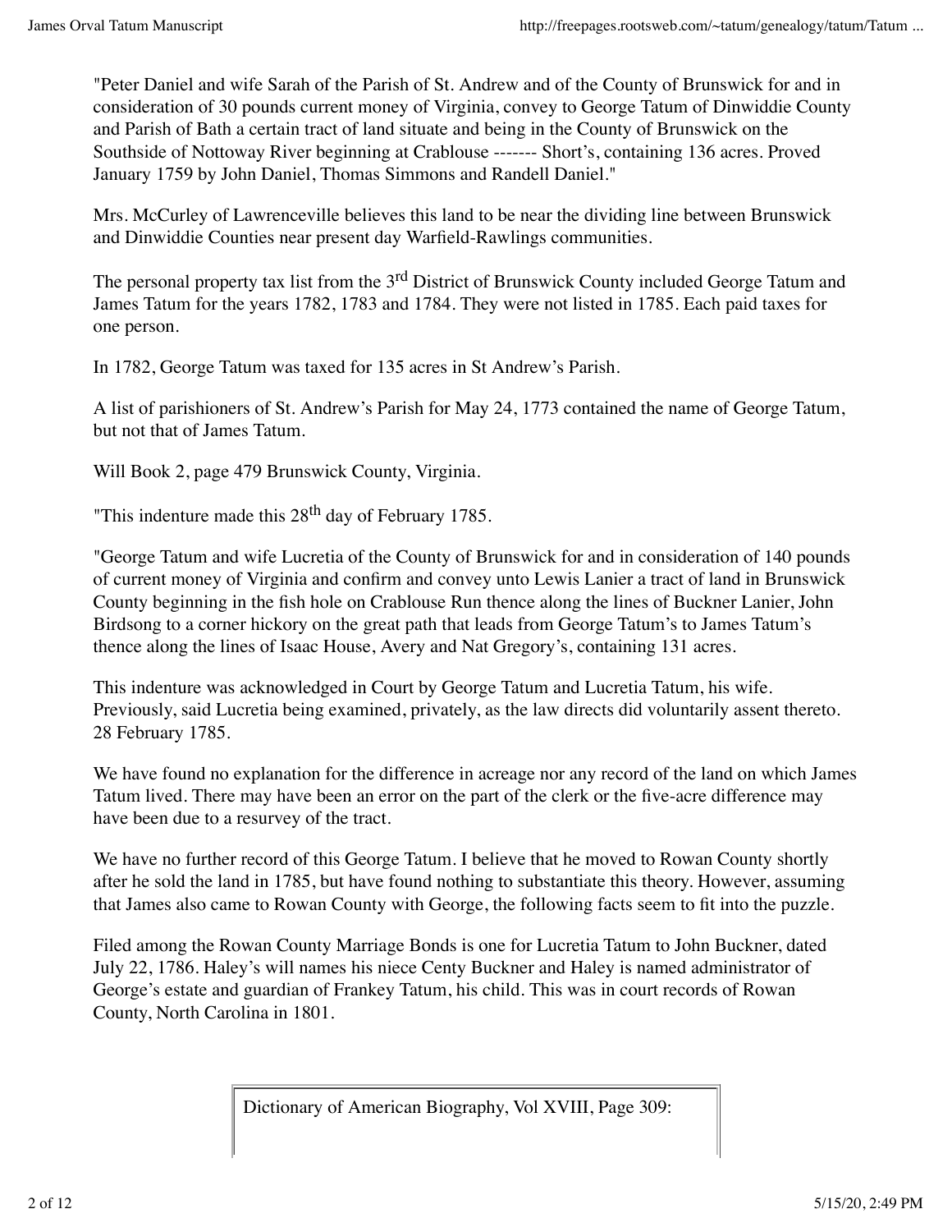"Peter Daniel and wife Sarah of the Parish of St. Andrew and of the County of Brunswick for and in consideration of 30 pounds current money of Virginia, convey to George Tatum of Dinwiddie County and Parish of Bath a certain tract of land situate and being in the County of Brunswick on the Southside of Nottoway River beginning at Crablouse ------- Short's, containing 136 acres. Proved January 1759 by John Daniel, Thomas Simmons and Randell Daniel."

Mrs. McCurley of Lawrenceville believes this land to be near the dividing line between Brunswick and Dinwiddie Counties near present day Warfield-Rawlings communities.

The personal property tax list from the 3rd District of Brunswick County included George Tatum and James Tatum for the years 1782, 1783 and 1784. They were not listed in 1785. Each paid taxes for one person.

In 1782, George Tatum was taxed for 135 acres in St Andrew's Parish.

A list of parishioners of St. Andrew's Parish for May 24, 1773 contained the name of George Tatum, but not that of James Tatum.

Will Book 2, page 479 Brunswick County, Virginia.

"This indenture made this 28th day of February 1785.

"George Tatum and wife Lucretia of the County of Brunswick for and in consideration of 140 pounds of current money of Virginia and confirm and convey unto Lewis Lanier a tract of land in Brunswick County beginning in the fish hole on Crablouse Run thence along the lines of Buckner Lanier, John Birdsong to a corner hickory on the great path that leads from George Tatum's to James Tatum's thence along the lines of Isaac House, Avery and Nat Gregory's, containing 131 acres.

This indenture was acknowledged in Court by George Tatum and Lucretia Tatum, his wife. Previously, said Lucretia being examined, privately, as the law directs did voluntarily assent thereto. 28 February 1785.

We have found no explanation for the difference in acreage nor any record of the land on which James Tatum lived. There may have been an error on the part of the clerk or the five-acre difference may have been due to a resurvey of the tract.

We have no further record of this George Tatum. I believe that he moved to Rowan County shortly after he sold the land in 1785, but have found nothing to substantiate this theory. However, assuming that James also came to Rowan County with George, the following facts seem to fit into the puzzle.

Filed among the Rowan County Marriage Bonds is one for Lucretia Tatum to John Buckner, dated July 22, 1786. Haley's will names his niece Centy Buckner and Haley is named administrator of George's estate and guardian of Frankey Tatum, his child. This was in court records of Rowan County, North Carolina in 1801.

| Dictionary of American Biography, Vol XVIII, Page 309: |
| --- |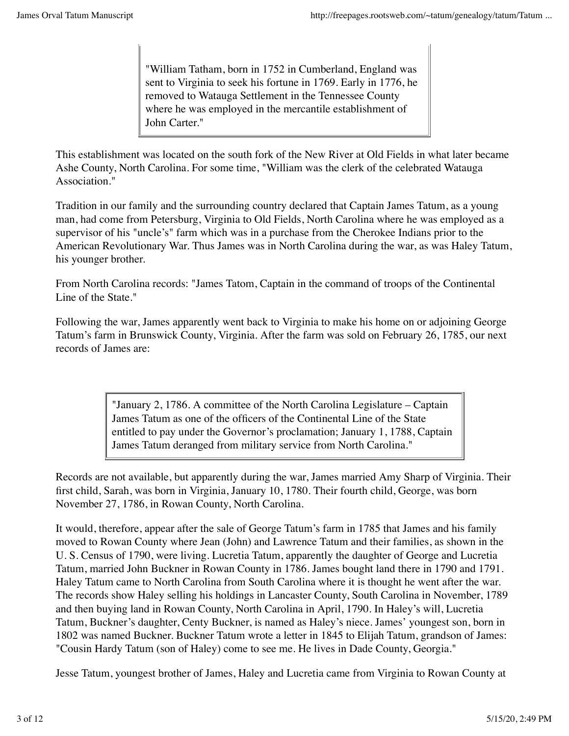> "William Tatham, born in 1752 in Cumberland, England was sent to Virginia to seek his fortune in 1769. Early in 1776, he removed to Watauga Settlement in the Tennessee County where he was employed in the mercantile establishment of John Carter."

This establishment was located on the south fork of the New River at Old Fields in what later became Ashe County, North Carolina. For some time, "William was the clerk of the celebrated Watauga Association."

Tradition in our family and the surrounding country declared that Captain James Tatum, as a young man, had come from Petersburg, Virginia to Old Fields, North Carolina where he was employed as a supervisor of his "uncle's" farm which was in a purchase from the Cherokee Indians prior to the American Revolutionary War. Thus James was in North Carolina during the war, as was Haley Tatum, his younger brother.

From North Carolina records: "James Tatom, Captain in the command of troops of the Continental Line of the State."

Following the war, James apparently went back to Virginia to make his home on or adjoining George Tatum's farm in Brunswick County, Virginia. After the farm was sold on February 26, 1785, our next records of James are:

> "January 2, 1786. A committee of the North Carolina Legislature – Captain James Tatum as one of the officers of the Continental Line of the State entitled to pay under the Governor's proclamation; January 1, 1788, Captain James Tatum deranged from military service from North Carolina."

Records are not available, but apparently during the war, James married Amy Sharp of Virginia. Their first child, Sarah, was born in Virginia, January 10, 1780. Their fourth child, George, was born November 27, 1786, in Rowan County, North Carolina.

It would, therefore, appear after the sale of George Tatum's farm in 1785 that James and his family moved to Rowan County where Jean (John) and Lawrence Tatum and their families, as shown in the U. S. Census of 1790, were living. Lucretia Tatum, apparently the daughter of George and Lucretia Tatum, married John Buckner in Rowan County in 1786. James bought land there in 1790 and 1791. Haley Tatum came to North Carolina from South Carolina where it is thought he went after the war. The records show Haley selling his holdings in Lancaster County, South Carolina in November, 1789 and then buying land in Rowan County, North Carolina in April, 1790. In Haley's will, Lucretia Tatum, Buckner's daughter, Centy Buckner, is named as Haley's niece. James' youngest son, born in 1802 was named Buckner. Buckner Tatum wrote a letter in 1845 to Elijah Tatum, grandson of James: "Cousin Hardy Tatum (son of Haley) come to see me. He lives in Dade County, Georgia."

Jesse Tatum, youngest brother of James, Haley and Lucretia came from Virginia to Rowan County at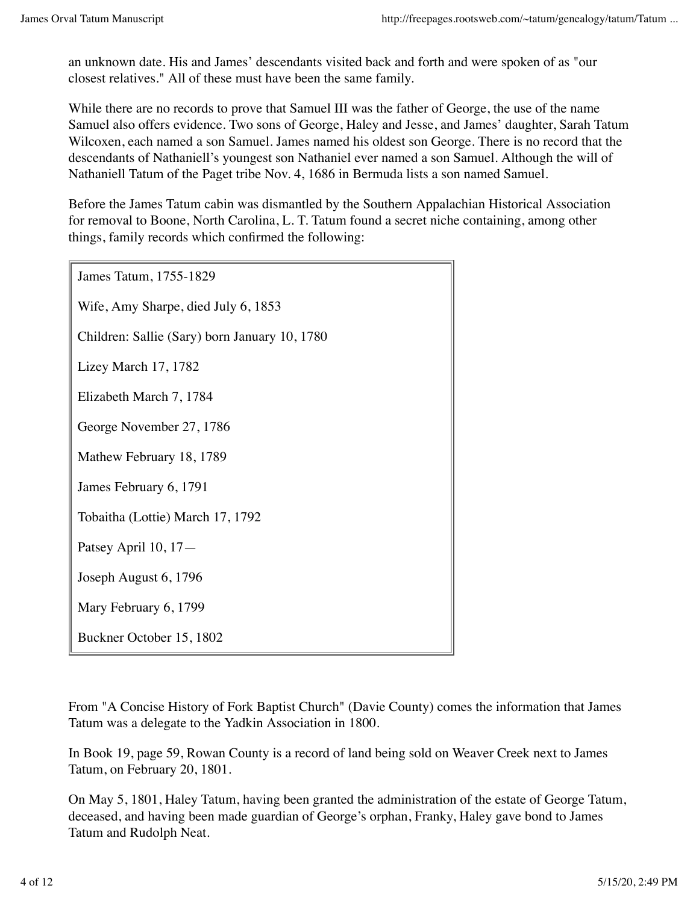an unknown date. His and James' descendants visited back and forth and were spoken of as "our closest relatives." All of these must have been the same family.

While there are no records to prove that Samuel III was the father of George, the use of the name Samuel also offers evidence. Two sons of George, Haley and Jesse, and James' daughter, Sarah Tatum Wilcoxen, each named a son Samuel. James named his oldest son George. There is no record that the descendants of Nathaniell's youngest son Nathaniel ever named a son Samuel. Although the will of Nathaniell Tatum of the Paget tribe Nov. 4, 1686 in Bermuda lists a son named Samuel.

Before the James Tatum cabin was dismantled by the Southern Appalachian Historical Association for removal to Boone, North Carolina, L. T. Tatum found a secret niche containing, among other things, family records which confirmed the following:

| |
|---|
| James Tatum, 1755-1829 |
| Wife, Amy Sharpe, died July 6, 1853 |
| Children: Sallie (Sary) born January 10, 1780 |
| Lizey March 17, 1782 |
| Elizabeth March 7, 1784 |
| George November 27, 1786 |
| Mathew February 18, 1789 |
| James February 6, 1791 |
| Tobaitha (Lottie) March 17, 1792 |
| Patsey April 10, 17— |
| Joseph August 6, 1796 |
| Mary February 6, 1799 |
| Buckner October 15, 1802 |

From "A Concise History of Fork Baptist Church" (Davie County) comes the information that James Tatum was a delegate to the Yadkin Association in 1800.

In Book 19, page 59, Rowan County is a record of land being sold on Weaver Creek next to James Tatum, on February 20, 1801.

On May 5, 1801, Haley Tatum, having been granted the administration of the estate of George Tatum, deceased, and having been made guardian of George's orphan, Franky, Haley gave bond to James Tatum and Rudolph Neat.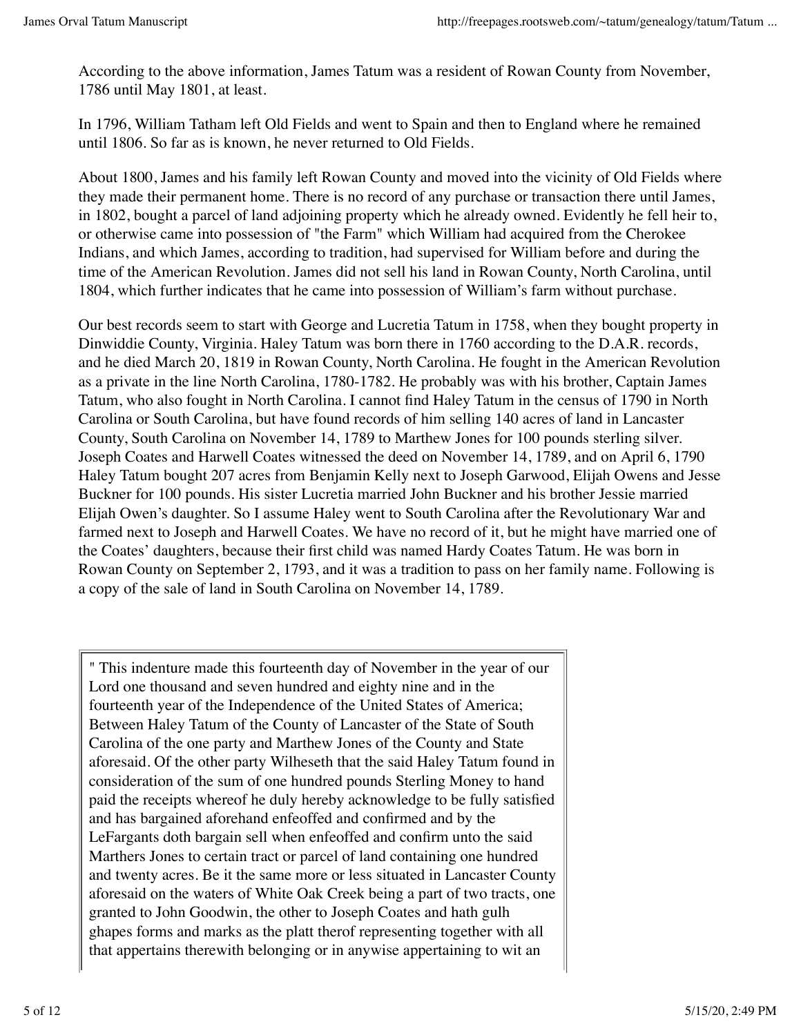According to the above information, James Tatum was a resident of Rowan County from November, 1786 until May 1801, at least.

In 1796, William Tatham left Old Fields and went to Spain and then to England where he remained until 1806. So far as is known, he never returned to Old Fields.

About 1800, James and his family left Rowan County and moved into the vicinity of Old Fields where they made their permanent home. There is no record of any purchase or transaction there until James, in 1802, bought a parcel of land adjoining property which he already owned. Evidently he fell heir to, or otherwise came into possession of "the Farm" which William had acquired from the Cherokee Indians, and which James, according to tradition, had supervised for William before and during the time of the American Revolution. James did not sell his land in Rowan County, North Carolina, until 1804, which further indicates that he came into possession of William's farm without purchase.

Our best records seem to start with George and Lucretia Tatum in 1758, when they bought property in Dinwiddie County, Virginia. Haley Tatum was born there in 1760 according to the D.A.R. records, and he died March 20, 1819 in Rowan County, North Carolina. He fought in the American Revolution as a private in the line North Carolina, 1780-1782. He probably was with his brother, Captain James Tatum, who also fought in North Carolina. I cannot find Haley Tatum in the census of 1790 in North Carolina or South Carolina, but have found records of him selling 140 acres of land in Lancaster County, South Carolina on November 14, 1789 to Marthew Jones for 100 pounds sterling silver. Joseph Coates and Harwell Coates witnessed the deed on November 14, 1789, and on April 6, 1790 Haley Tatum bought 207 acres from Benjamin Kelly next to Joseph Garwood, Elijah Owens and Jesse Buckner for 100 pounds. His sister Lucretia married John Buckner and his brother Jessie married Elijah Owen's daughter. So I assume Haley went to South Carolina after the Revolutionary War and farmed next to Joseph and Harwell Coates. We have no record of it, but he might have married one of the Coates' daughters, because their first child was named Hardy Coates Tatum. He was born in Rowan County on September 2, 1793, and it was a tradition to pass on her family name. Following is a copy of the sale of land in South Carolina on November 14, 1789.

> " This indenture made this fourteenth day of November in the year of our Lord one thousand and seven hundred and eighty nine and in the fourteenth year of the Independence of the United States of America; Between Haley Tatum of the County of Lancaster of the State of South Carolina of the one party and Marthew Jones of the County and State aforesaid. Of the other party Wilheseth that the said Haley Tatum found in consideration of the sum of one hundred pounds Sterling Money to hand paid the receipts whereof he duly hereby acknowledge to be fully satisfied and has bargained aforehand enfeoffed and confirmed and by the LeFargants doth bargain sell when enfeoffed and confirm unto the said Marthers Jones to certain tract or parcel of land containing one hundred and twenty acres. Be it the same more or less situated in Lancaster County aforesaid on the waters of White Oak Creek being a part of two tracts, one granted to John Goodwin, the other to Joseph Coates and hath gulh ghapes forms and marks as the platt therof representing together with all that appertains therewith belonging or in anywise appertaining to wit an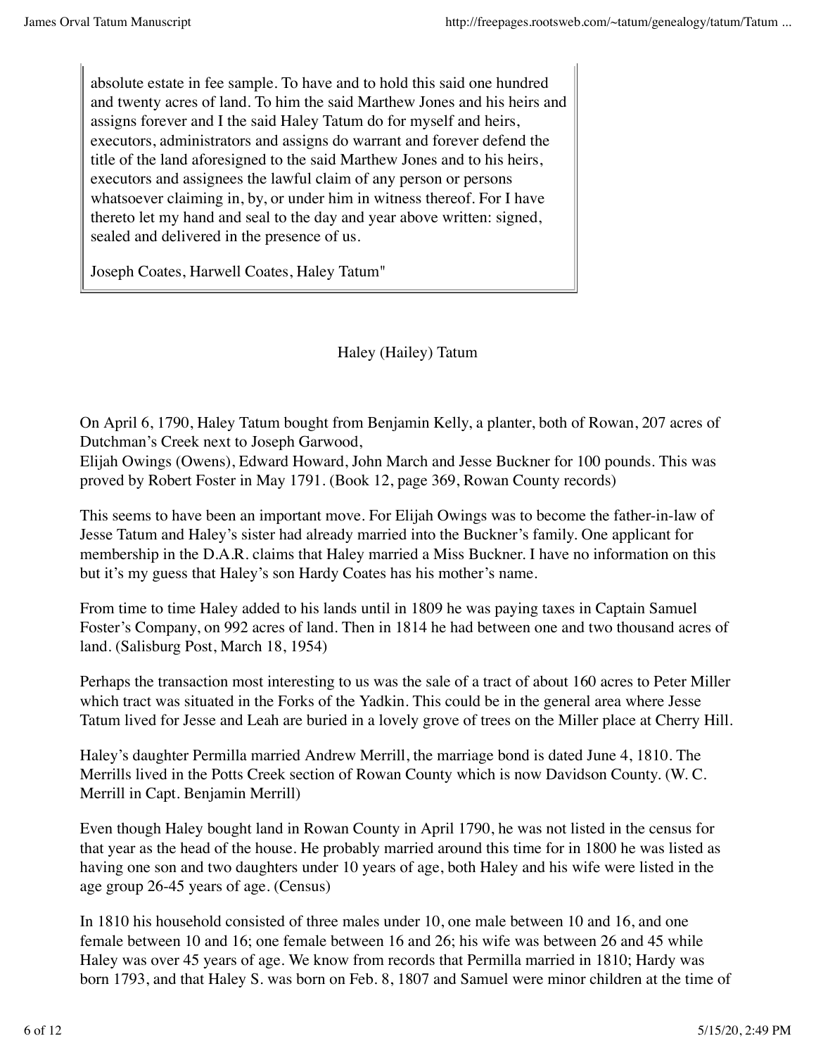absolute estate in fee sample. To have and to hold this said one hundred and twenty acres of land. To him the said Marthew Jones and his heirs and assigns forever and I the said Haley Tatum do for myself and heirs, executors, administrators and assigns do warrant and forever defend the title of the land aforesigned to the said Marthew Jones and to his heirs, executors and assignees the lawful claim of any person or persons whatsoever claiming in, by, or under him in witness thereof. For I have thereto let my hand and seal to the day and year above written: signed, sealed and delivered in the presence of us.

Joseph Coates, Harwell Coates, Haley Tatum"

## Haley (Hailey) Tatum

On April 6, 1790, Haley Tatum bought from Benjamin Kelly, a planter, both of Rowan, 207 acres of Dutchman's Creek next to Joseph Garwood,
Elijah Owings (Owens), Edward Howard, John March and Jesse Buckner for 100 pounds. This was proved by Robert Foster in May 1791. (Book 12, page 369, Rowan County records)

This seems to have been an important move. For Elijah Owings was to become the father-in-law of Jesse Tatum and Haley's sister had already married into the Buckner's family. One applicant for membership in the D.A.R. claims that Haley married a Miss Buckner. I have no information on this but it's my guess that Haley's son Hardy Coates has his mother's name.

From time to time Haley added to his lands until in 1809 he was paying taxes in Captain Samuel Foster's Company, on 992 acres of land. Then in 1814 he had between one and two thousand acres of land. (Salisburg Post, March 18, 1954)

Perhaps the transaction most interesting to us was the sale of a tract of about 160 acres to Peter Miller which tract was situated in the Forks of the Yadkin. This could be in the general area where Jesse Tatum lived for Jesse and Leah are buried in a lovely grove of trees on the Miller place at Cherry Hill.

Haley's daughter Permilla married Andrew Merrill, the marriage bond is dated June 4, 1810. The Merrills lived in the Potts Creek section of Rowan County which is now Davidson County. (W. C. Merrill in Capt. Benjamin Merrill)

Even though Haley bought land in Rowan County in April 1790, he was not listed in the census for that year as the head of the house. He probably married around this time for in 1800 he was listed as having one son and two daughters under 10 years of age, both Haley and his wife were listed in the age group 26-45 years of age. (Census)

In 1810 his household consisted of three males under 10, one male between 10 and 16, and one female between 10 and 16; one female between 16 and 26; his wife was between 26 and 45 while Haley was over 45 years of age. We know from records that Permilla married in 1810; Hardy was born 1793, and that Haley S. was born on Feb. 8, 1807 and Samuel were minor children at the time of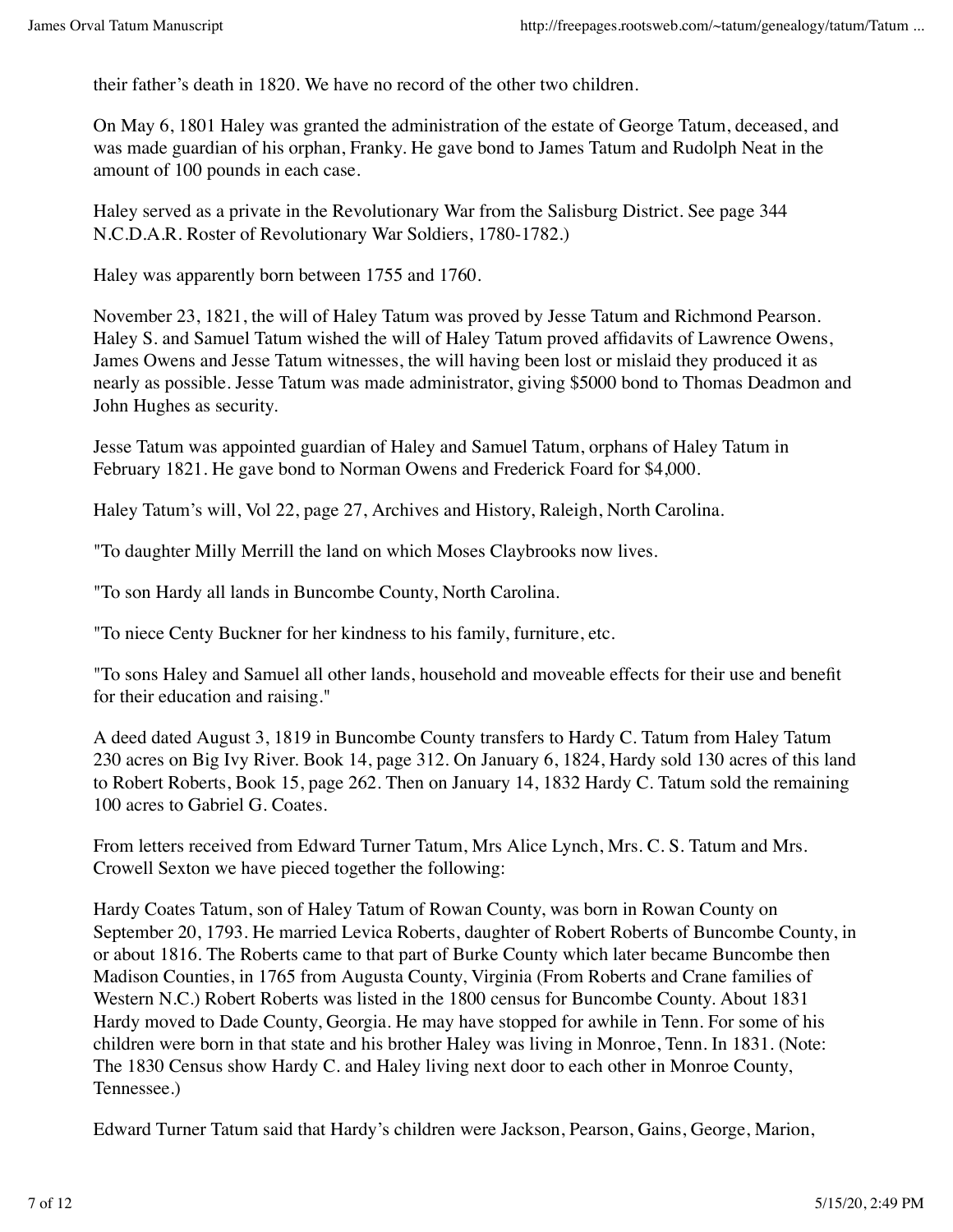their father's death in 1820. We have no record of the other two children.

On May 6, 1801 Haley was granted the administration of the estate of George Tatum, deceased, and was made guardian of his orphan, Franky. He gave bond to James Tatum and Rudolph Neat in the amount of 100 pounds in each case.

Haley served as a private in the Revolutionary War from the Salisburg District. See page 344 N.C.D.A.R. Roster of Revolutionary War Soldiers, 1780-1782.)

Haley was apparently born between 1755 and 1760.

November 23, 1821, the will of Haley Tatum was proved by Jesse Tatum and Richmond Pearson. Haley S. and Samuel Tatum wished the will of Haley Tatum proved affidavits of Lawrence Owens, James Owens and Jesse Tatum witnesses, the will having been lost or mislaid they produced it as nearly as possible. Jesse Tatum was made administrator, giving $5000 bond to Thomas Deadmon and John Hughes as security.

Jesse Tatum was appointed guardian of Haley and Samuel Tatum, orphans of Haley Tatum in February 1821. He gave bond to Norman Owens and Frederick Foard for $4,000.

Haley Tatum's will, Vol 22, page 27, Archives and History, Raleigh, North Carolina.

"To daughter Milly Merrill the land on which Moses Claybrooks now lives.

"To son Hardy all lands in Buncombe County, North Carolina.

"To niece Centy Buckner for her kindness to his family, furniture, etc.

"To sons Haley and Samuel all other lands, household and moveable effects for their use and benefit for their education and raising."

A deed dated August 3, 1819 in Buncombe County transfers to Hardy C. Tatum from Haley Tatum 230 acres on Big Ivy River. Book 14, page 312. On January 6, 1824, Hardy sold 130 acres of this land to Robert Roberts, Book 15, page 262. Then on January 14, 1832 Hardy C. Tatum sold the remaining 100 acres to Gabriel G. Coates.

From letters received from Edward Turner Tatum, Mrs Alice Lynch, Mrs. C. S. Tatum and Mrs. Crowell Sexton we have pieced together the following:

Hardy Coates Tatum, son of Haley Tatum of Rowan County, was born in Rowan County on September 20, 1793. He married Levica Roberts, daughter of Robert Roberts of Buncombe County, in or about 1816. The Roberts came to that part of Burke County which later became Buncombe then Madison Counties, in 1765 from Augusta County, Virginia (From Roberts and Crane families of Western N.C.) Robert Roberts was listed in the 1800 census for Buncombe County. About 1831 Hardy moved to Dade County, Georgia. He may have stopped for awhile in Tenn. For some of his children were born in that state and his brother Haley was living in Monroe, Tenn. In 1831. (Note: The 1830 Census show Hardy C. and Haley living next door to each other in Monroe County, Tennessee.)

Edward Turner Tatum said that Hardy's children were Jackson, Pearson, Gains, George, Marion,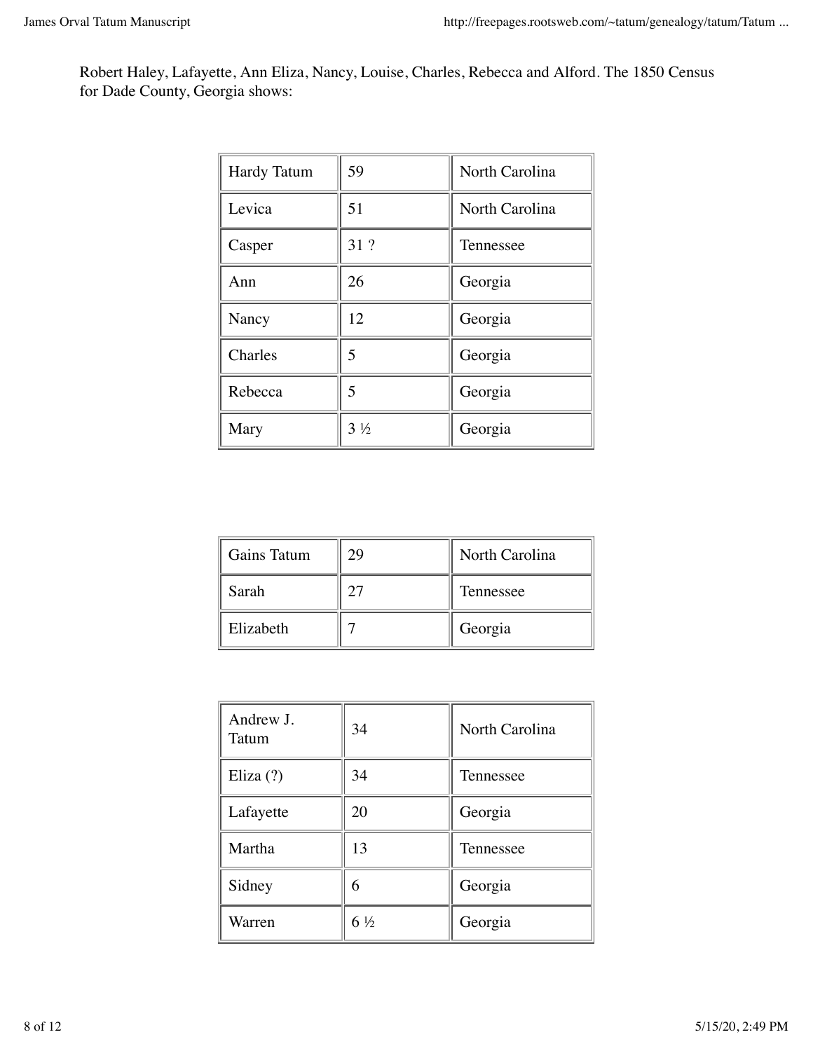Robert Haley, Lafayette, Ann Eliza, Nancy, Louise, Charles, Rebecca and Alford. The 1850 Census for Dade County, Georgia shows:

| | | |
|---|---|---|
| Hardy Tatum | 59 | North Carolina |
| Levica | 51 | North Carolina |
| Casper | 31 ? | Tennessee |
| Ann | 26 | Georgia |
| Nancy | 12 | Georgia |
| Charles | 5 | Georgia |
| Rebecca | 5 | Georgia |
| Mary | 3 ½ | Georgia |

| | | |
|---|---|---|
| Gains Tatum | 29 | North Carolina |
| Sarah | 27 | Tennessee |
| Elizabeth | 7 | Georgia |

| | | |
|---|---|---|
| Andrew J. Tatum | 34 | North Carolina |
| Eliza (?) | 34 | Tennessee |
| Lafayette | 20 | Georgia |
| Martha | 13 | Tennessee |
| Sidney | 6 | Georgia |
| Warren | 6 ½ | Georgia |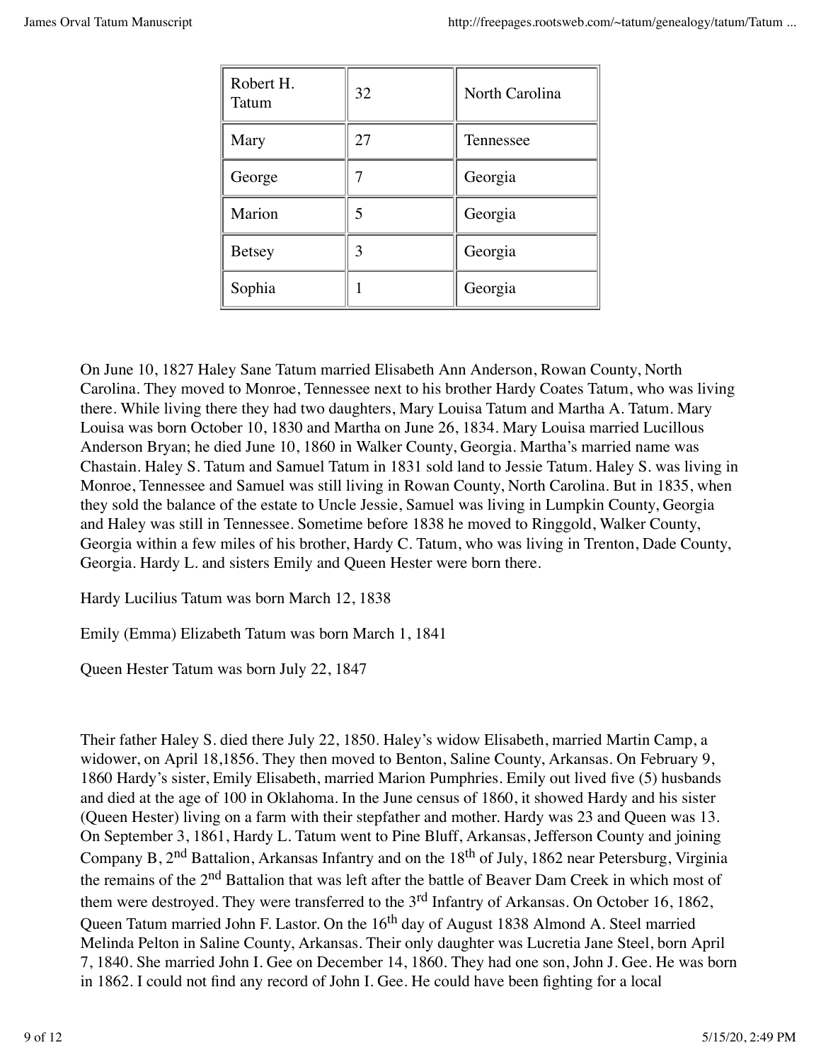| Robert H. Tatum | 32 | North Carolina |
| --- | --- | --- |
| Mary | 27 | Tennessee |
| George | 7 | Georgia |
| Marion | 5 | Georgia |
| Betsey | 3 | Georgia |
| Sophia | 1 | Georgia |

On June 10, 1827 Haley Sane Tatum married Elisabeth Ann Anderson, Rowan County, North Carolina. They moved to Monroe, Tennessee next to his brother Hardy Coates Tatum, who was living there. While living there they had two daughters, Mary Louisa Tatum and Martha A. Tatum. Mary Louisa was born October 10, 1830 and Martha on June 26, 1834. Mary Louisa married Lucillous Anderson Bryan; he died June 10, 1860 in Walker County, Georgia. Martha's married name was Chastain. Haley S. Tatum and Samuel Tatum in 1831 sold land to Jessie Tatum. Haley S. was living in Monroe, Tennessee and Samuel was still living in Rowan County, North Carolina. But in 1835, when they sold the balance of the estate to Uncle Jessie, Samuel was living in Lumpkin County, Georgia and Haley was still in Tennessee. Sometime before 1838 he moved to Ringgold, Walker County, Georgia within a few miles of his brother, Hardy C. Tatum, who was living in Trenton, Dade County, Georgia. Hardy L. and sisters Emily and Queen Hester were born there.

Hardy Lucilius Tatum was born March 12, 1838

Emily (Emma) Elizabeth Tatum was born March 1, 1841

Queen Hester Tatum was born July 22, 1847

Their father Haley S. died there July 22, 1850. Haley's widow Elisabeth, married Martin Camp, a widower, on April 18,1856. They then moved to Benton, Saline County, Arkansas. On February 9, 1860 Hardy's sister, Emily Elisabeth, married Marion Pumphries. Emily out lived five (5) husbands and died at the age of 100 in Oklahoma. In the June census of 1860, it showed Hardy and his sister (Queen Hester) living on a farm with their stepfather and mother. Hardy was 23 and Queen was 13. On September 3, 1861, Hardy L. Tatum went to Pine Bluff, Arkansas, Jefferson County and joining Company B, 2nd Battalion, Arkansas Infantry and on the 18th of July, 1862 near Petersburg, Virginia the remains of the 2nd Battalion that was left after the battle of Beaver Dam Creek in which most of them were destroyed. They were transferred to the 3rd Infantry of Arkansas. On October 16, 1862, Queen Tatum married John F. Lastor. On the 16th day of August 1838 Almond A. Steel married Melinda Pelton in Saline County, Arkansas. Their only daughter was Lucretia Jane Steel, born April 7, 1840. She married John I. Gee on December 14, 1860. They had one son, John J. Gee. He was born in 1862. I could not find any record of John I. Gee. He could have been fighting for a local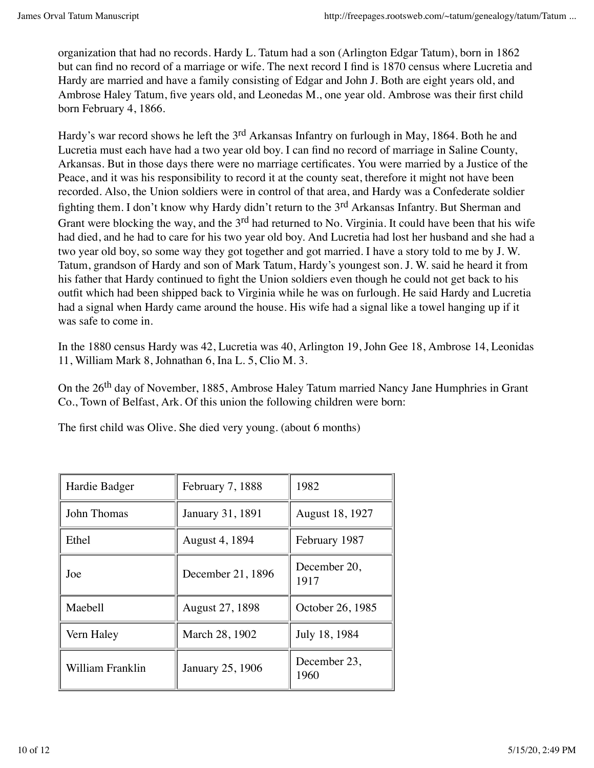organization that had no records. Hardy L. Tatum had a son (Arlington Edgar Tatum), born in 1862 but can find no record of a marriage or wife. The next record I find is 1870 census where Lucretia and Hardy are married and have a family consisting of Edgar and John J. Both are eight years old, and Ambrose Haley Tatum, five years old, and Leonedas M., one year old. Ambrose was their first child born February 4, 1866.

Hardy's war record shows he left the 3rd Arkansas Infantry on furlough in May, 1864. Both he and Lucretia must each have had a two year old boy. I can find no record of marriage in Saline County, Arkansas. But in those days there were no marriage certificates. You were married by a Justice of the Peace, and it was his responsibility to record it at the county seat, therefore it might not have been recorded. Also, the Union soldiers were in control of that area, and Hardy was a Confederate soldier fighting them. I don't know why Hardy didn't return to the 3rd Arkansas Infantry. But Sherman and Grant were blocking the way, and the 3rd had returned to No. Virginia. It could have been that his wife had died, and he had to care for his two year old boy. And Lucretia had lost her husband and she had a two year old boy, so some way they got together and got married. I have a story told to me by J. W. Tatum, grandson of Hardy and son of Mark Tatum, Hardy's youngest son. J. W. said he heard it from his father that Hardy continued to fight the Union soldiers even though he could not get back to his outfit which had been shipped back to Virginia while he was on furlough. He said Hardy and Lucretia had a signal when Hardy came around the house. His wife had a signal like a towel hanging up if it was safe to come in.

In the 1880 census Hardy was 42, Lucretia was 40, Arlington 19, John Gee 18, Ambrose 14, Leonidas 11, William Mark 8, Johnathan 6, Ina L. 5, Clio M. 3.

On the 26th day of November, 1885, Ambrose Haley Tatum married Nancy Jane Humphries in Grant Co., Town of Belfast, Ark. Of this union the following children were born:

The first child was Olive. She died very young. (about 6 months)

| | | |
|---|---|---|
| Hardie Badger | February 7, 1888 | 1982 |
| John Thomas | January 31, 1891 | August 18, 1927 |
| Ethel | August 4, 1894 | February 1987 |
| Joe | December 21, 1896 | December 20, 1917 |
| Maebell | August 27, 1898 | October 26, 1985 |
| Vern Haley | March 28, 1902 | July 18, 1984 |
| William Franklin | January 25, 1906 | December 23, 1960 |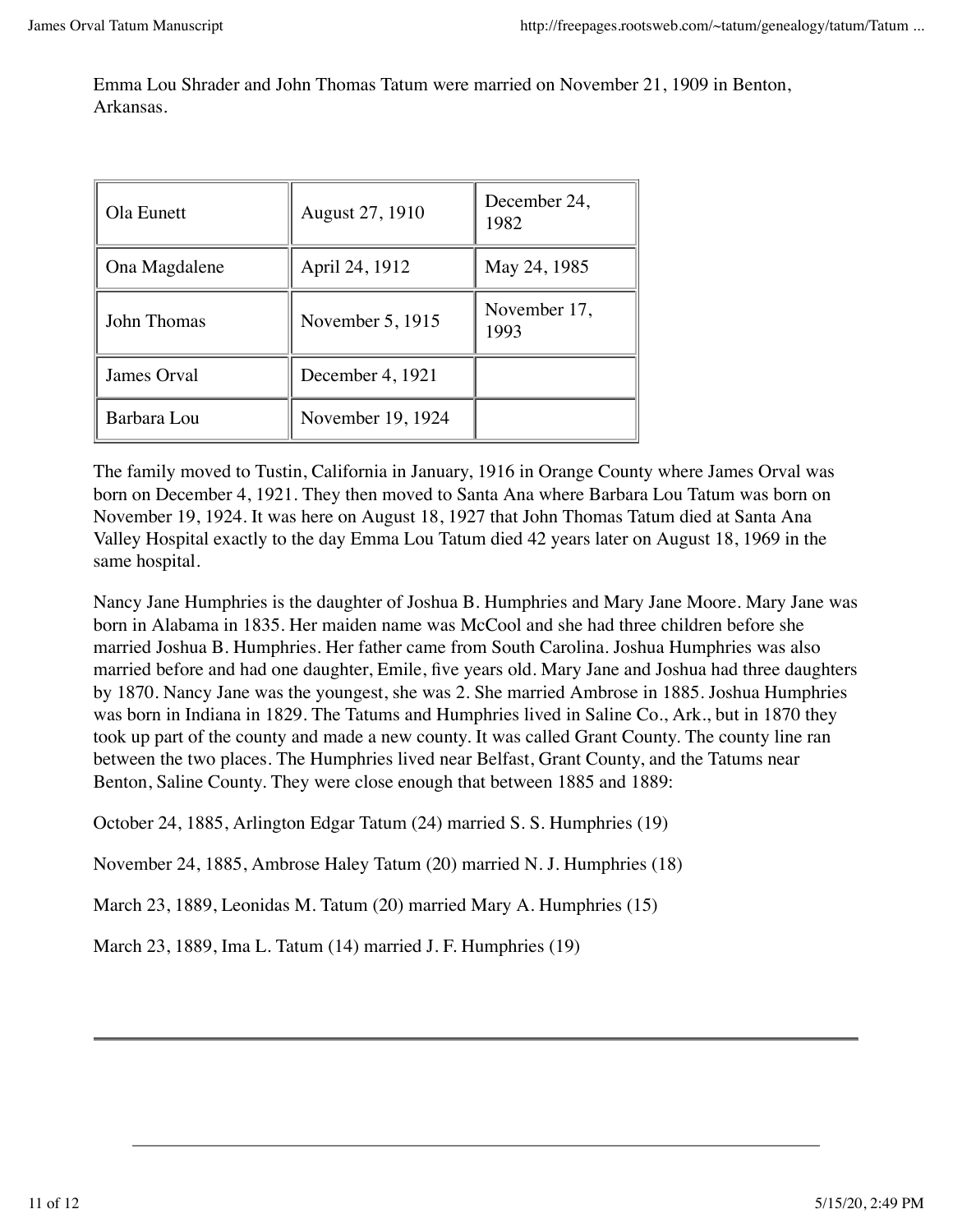Emma Lou Shrader and John Thomas Tatum were married on November 21, 1909 in Benton, Arkansas.

| | | |
|---|---|---|
| Ola Eunett | August 27, 1910 | December 24, 1982 |
| Ona Magdalene | April 24, 1912 | May 24, 1985 |
| John Thomas | November 5, 1915 | November 17, 1993 |
| James Orval | December 4, 1921 | |
| Barbara Lou | November 19, 1924 | |

The family moved to Tustin, California in January, 1916 in Orange County where James Orval was born on December 4, 1921. They then moved to Santa Ana where Barbara Lou Tatum was born on November 19, 1924. It was here on August 18, 1927 that John Thomas Tatum died at Santa Ana Valley Hospital exactly to the day Emma Lou Tatum died 42 years later on August 18, 1969 in the same hospital.

Nancy Jane Humphries is the daughter of Joshua B. Humphries and Mary Jane Moore. Mary Jane was born in Alabama in 1835. Her maiden name was McCool and she had three children before she married Joshua B. Humphries. Her father came from South Carolina. Joshua Humphries was also married before and had one daughter, Emile, five years old. Mary Jane and Joshua had three daughters by 1870. Nancy Jane was the youngest, she was 2. She married Ambrose in 1885. Joshua Humphries was born in Indiana in 1829. The Tatums and Humphries lived in Saline Co., Ark., but in 1870 they took up part of the county and made a new county. It was called Grant County. The county line ran between the two places. The Humphries lived near Belfast, Grant County, and the Tatums near Benton, Saline County. They were close enough that between 1885 and 1889:

October 24, 1885, Arlington Edgar Tatum (24) married S. S. Humphries (19)

November 24, 1885, Ambrose Haley Tatum (20) married N. J. Humphries (18)

March 23, 1889, Leonidas M. Tatum (20) married Mary A. Humphries (15)

March 23, 1889, Ima L. Tatum (14) married J. F. Humphries (19)

---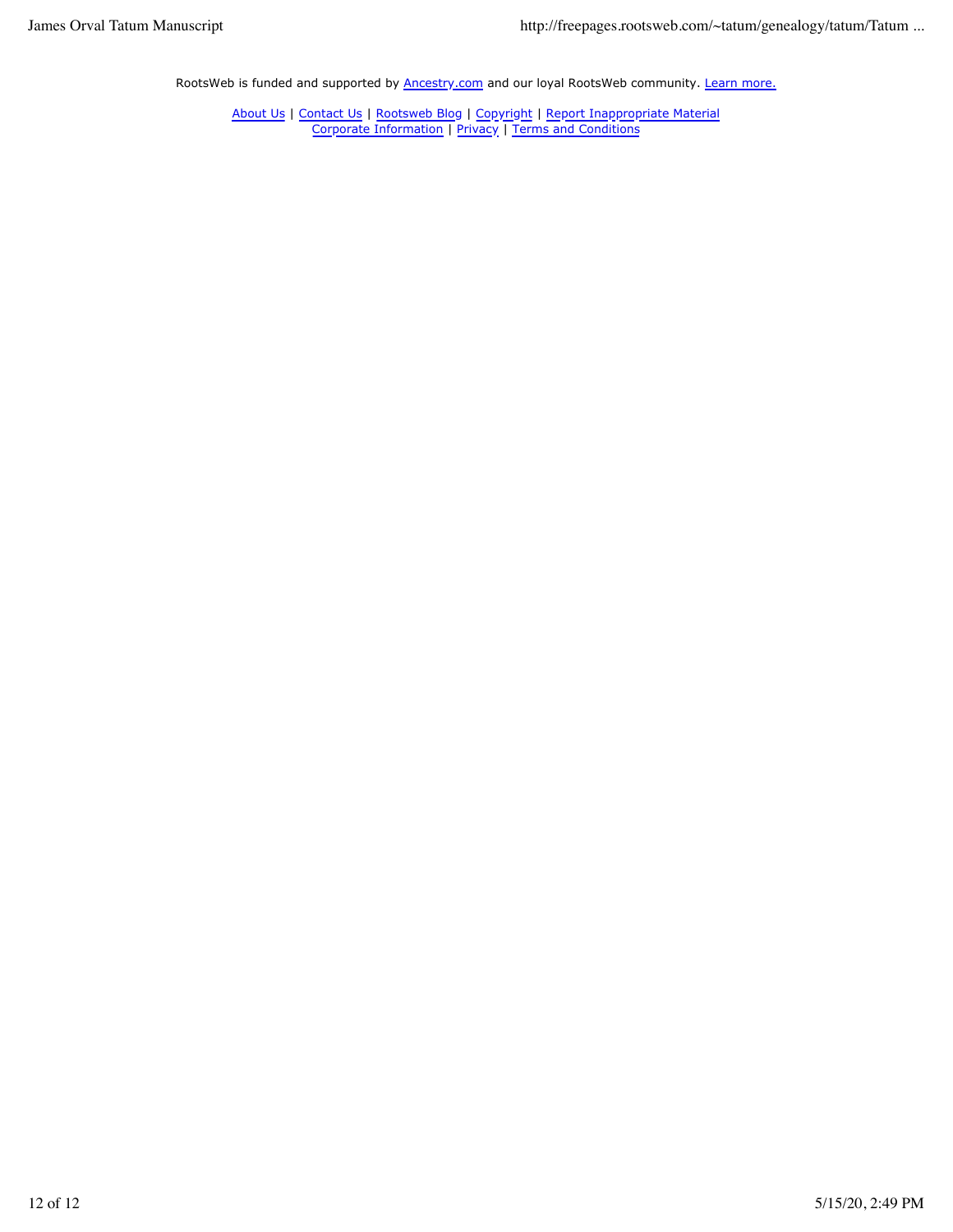RootsWeb is funded and supported by Ancestry.com and our loyal RootsWeb community. Learn more.

About Us | Contact Us | Rootsweb Blog | Copyright | Report Inappropriate Material
Corporate Information | Privacy | Terms and Conditions